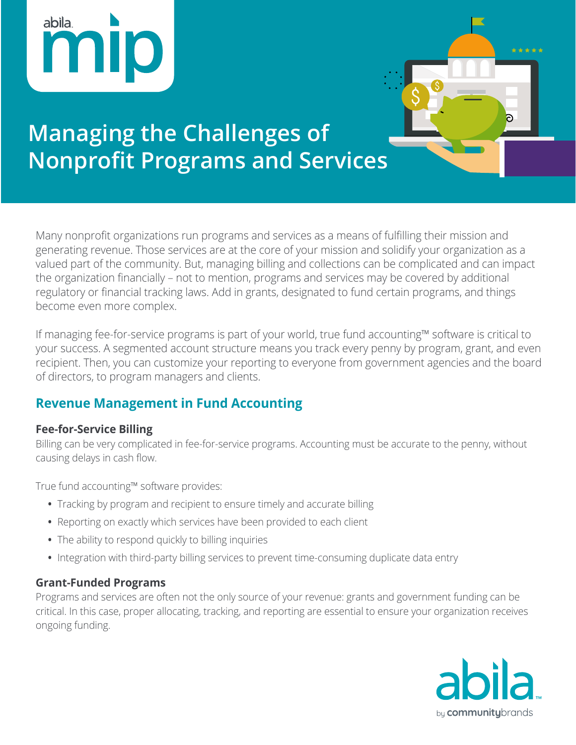# Managing the Challenges of Nonprofit Programs and Services

Many nonprofit organizations run programs and services as a means of fulfilling their mission and generating revenue. Those services are at the core of your mission and solidify your organization as a valued part of the community. But, managing billing and collections can be complicated and can impact the organization financially – not to mention, programs and services may be covered by additional regulatory or financial tracking laws. Add in grants, designated to fund certain programs, and things become even more complex.

If managing fee-for-service programs is part of your world, true fund accounting™ software is critical to your success. A segmented account structure means you track every penny by program, grant, and even recipient. Then, you can customize your reporting to everyone from government agencies and the board of directors, to program managers and clients.

## Revenue Management in Fund Accounting

### Fee-for-Service Billing

Billing can be very complicated in fee-for-service programs. Accounting must be accurate to the penny, without causing delays in cash flow.

True fund accounting™ software provides:

- Tracking by program and recipient to ensure timely and accurate billing
- Reporting on exactly which services have been provided to each client
- The ability to respond quickly to billing inquiries
- Integration with third-party billing services to prevent time-consuming duplicate data entry

### Grant-Funded Programs

Programs and services are often not the only source of your revenue: grants and government funding can be critical. In this case, proper allocating, tracking, and reporting are essential to ensure your organization receives ongoing funding.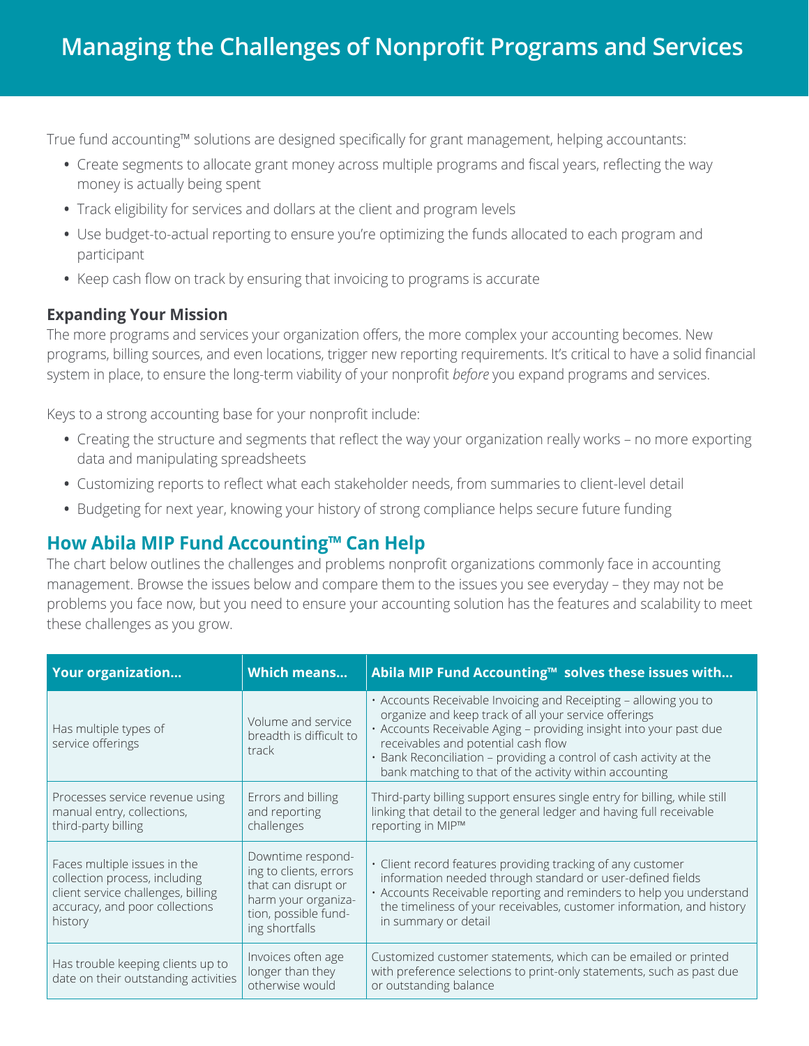# Managing the Challenges of Nonprofit Programs and Services

True fund accounting™ solutions are designed specifically for grant management, helping accountants:

- Create segments to allocate grant money across multiple programs and fiscal years, reflecting the way money is actually being spent
- Track eligibility for services and dollars at the client and program levels
- Use budget-to-actual reporting to ensure you're optimizing the funds allocated to each program and participant
- Keep cash flow on track by ensuring that invoicing to programs is accurate

### Expanding Your Mission

The more programs and services your organization offers, the more complex your accounting becomes. New programs, billing sources, and even locations, trigger new reporting requirements. It's critical to have a solid financial system in place, to ensure the long-term viability of your nonprofit *before* you expand programs and services.

Keys to a strong accounting base for your nonprofit include:

- Creating the structure and segments that reflect the way your organization really works – no more exporting data and manipulating spreadsheets
- Customizing reports to reflect what each stakeholder needs, from summaries to client-level detail
- Budgeting for next year, knowing your history of strong compliance helps secure future funding

## How Abila MIP Fund Accounting™ Can Help

The chart below outlines the challenges and problems nonprofit organizations commonly face in accounting management. Browse the issues below and compare them to the issues you see everyday – they may not be problems you face now, but you need to ensure your accounting solution has the features and scalability to meet these challenges as you grow.

| Your organization... | Which means... | Abila MIP Fund Accounting™ solves these issues with... |
|---|---|---|
| Has multiple types of service offerings | Volume and service breadth is difficult to track | • Accounts Receivable Invoicing and Receipting – allowing you to organize and keep track of all your service offerings<br>• Accounts Receivable Aging – providing insight into your past due receivables and potential cash flow<br>• Bank Reconciliation – providing a control of cash activity at the bank matching to that of the activity within accounting |
| Processes service revenue using manual entry, collections, third-party billing | Errors and billing and reporting challenges | Third-party billing support ensures single entry for billing, while still linking that detail to the general ledger and having full receivable reporting in MIP™ |
| Faces multiple issues in the collection process, including client service challenges, billing accuracy, and poor collections history | Downtime responding to clients, errors that can disrupt or harm your organization, possible funding shortfalls | • Client record features providing tracking of any customer information needed through standard or user-defined fields<br>• Accounts Receivable reporting and reminders to help you understand the timeliness of your receivables, customer information, and history in summary or detail |
| Has trouble keeping clients up to date on their outstanding activities | Invoices often age longer than they otherwise would | Customized customer statements, which can be emailed or printed with preference selections to print-only statements, such as past due or outstanding balance |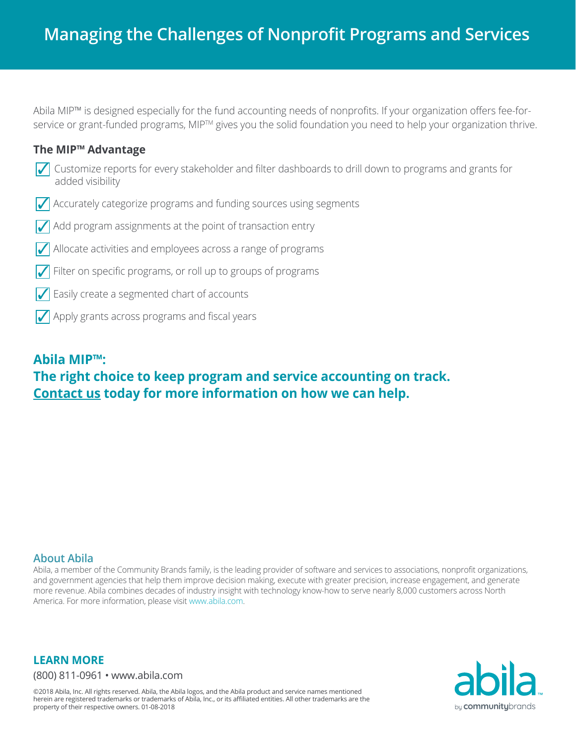# Managing the Challenges of Nonprofit Programs and Services

Abila MIP™ is designed especially for the fund accounting needs of nonprofits. If your organization offers fee-for-service or grant-funded programs, MIP™ gives you the solid foundation you need to help your organization thrive.

### The MIP™ Advantage

- ✓ Customize reports for every stakeholder and filter dashboards to drill down to programs and grants for added visibility
- ✓ Accurately categorize programs and funding sources using segments
- ✓ Add program assignments at the point of transaction entry
- ✓ Allocate activities and employees across a range of programs
- ✓ Filter on specific programs, or roll up to groups of programs
- ✓ Easily create a segmented chart of accounts
- ✓ Apply grants across programs and fiscal years

## Abila MIP™:
## The right choice to keep program and service accounting on track.
## Contact us today for more information on how we can help.

### About Abila

Abila, a member of the Community Brands family, is the leading provider of software and services to associations, nonprofit organizations, and government agencies that help them improve decision making, execute with greater precision, increase engagement, and generate more revenue. Abila combines decades of industry insight with technology know-how to serve nearly 8,000 customers across North America. For more information, please visit www.abila.com.

### LEARN MORE

(800) 811-0961 • www.abila.com

©2018 Abila, Inc. All rights reserved. Abila, the Abila logos, and the Abila product and service names mentioned herein are registered trademarks or trademarks of Abila, Inc., or its affiliated entities. All other trademarks are the property of their respective owners. 01-08-2018

abila™ by communitybrands